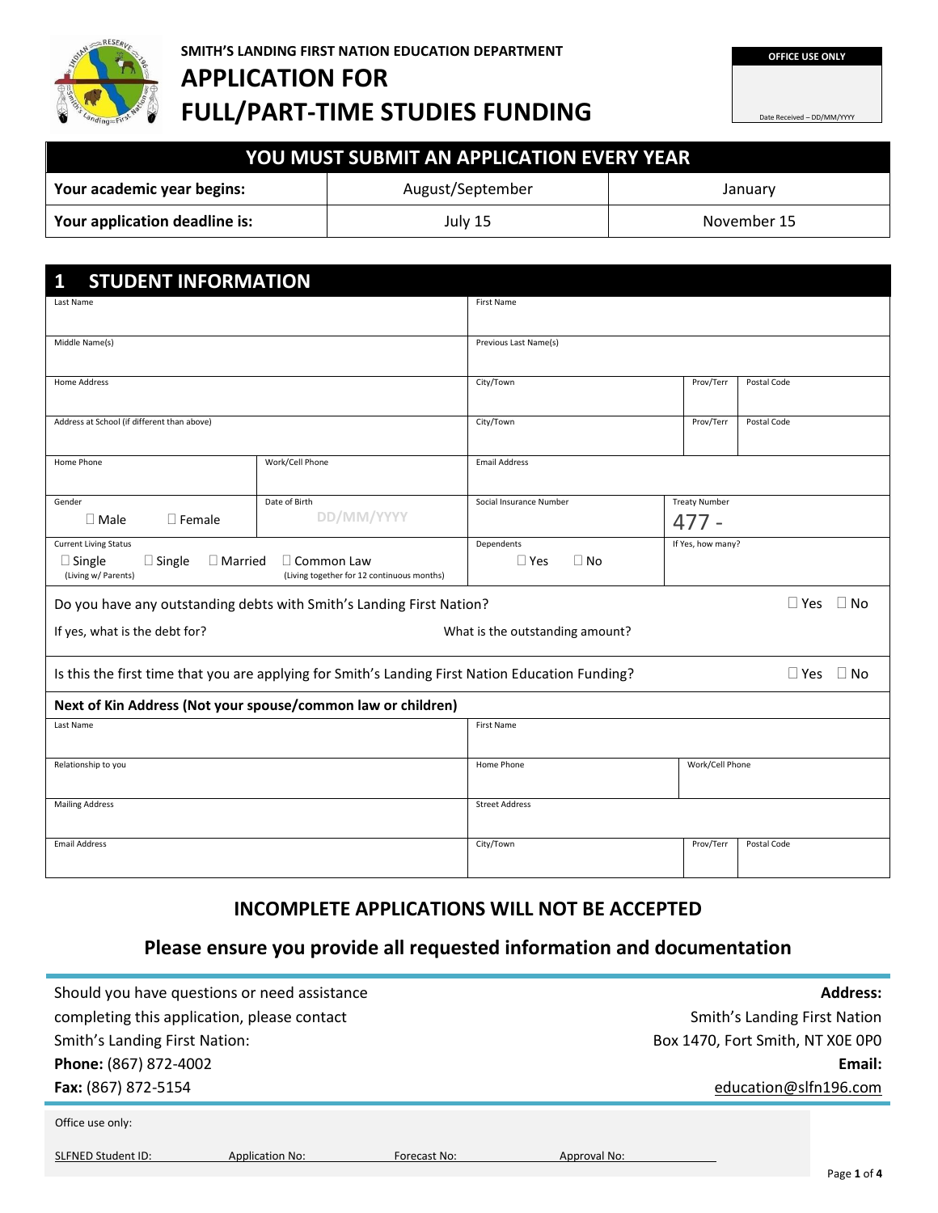**SMITH'S LANDING FIRST NATION EDUCATION DEPARTMENT**

# APPLICATION FOR FULL/PART-TIME STUDIES FUNDING

| OFFICE USE ONLY |
| --- |
| Date Received – DD/MM/YYYY |

## YOU MUST SUBMIT AN APPLICATION EVERY YEAR

| | | |
| --- | --- | --- |
| **Your academic year begins:** | August/September | January |
| **Your application deadline is:** | July 15 | November 15 |

## 1 STUDENT INFORMATION

| | | | | |
| --- | --- | --- | --- | --- |
| Last Name | | First Name | | |
| Middle Name(s) | | Previous Last Name(s) | | |
| Home Address | | City/Town | Prov/Terr | Postal Code |
| Address at School (if different than above) | | City/Town | Prov/Terr | Postal Code |
| Home Phone | Work/Cell Phone | Email Address | | |
| Gender ☐ Male ☐ Female | Date of Birth DD/MM/YYYY | Social Insurance Number | Treaty Number 477 - | |
| Current Living Status ☐ Single (Living w/ Parents) ☐ Single ☐ Married ☐ Common Law (Living together for 12 continuous months) | | Dependents ☐ Yes ☐ No | If Yes, how many? | |

Do you have any outstanding debts with Smith's Landing First Nation? ☐ Yes ☐ No

If yes, what is the debt for? What is the outstanding amount?

Is this the first time that you are applying for Smith's Landing First Nation Education Funding? ☐ Yes ☐ No

**Next of Kin Address (Not your spouse/common law or children)**

| | | | |
| --- | --- | --- | --- |
| Last Name | First Name | | |
| Relationship to you | Home Phone | Work/Cell Phone | |
| Mailing Address | Street Address | | |
| Email Address | City/Town | Prov/Terr | Postal Code |

### INCOMPLETE APPLICATIONS WILL NOT BE ACCEPTED

### Please ensure you provide all requested information and documentation

Should you have questions or need assistance completing this application, please contact Smith's Landing First Nation:
**Phone:** (867) 872-4002
**Fax:** (867) 872-5154

**Address:**
Smith's Landing First Nation
Box 1470, Fort Smith, NT X0E 0P0
**Email:**
education@slfn196.com

Office use only:

SLFNED Student ID: Application No: Forecast No: Approval No: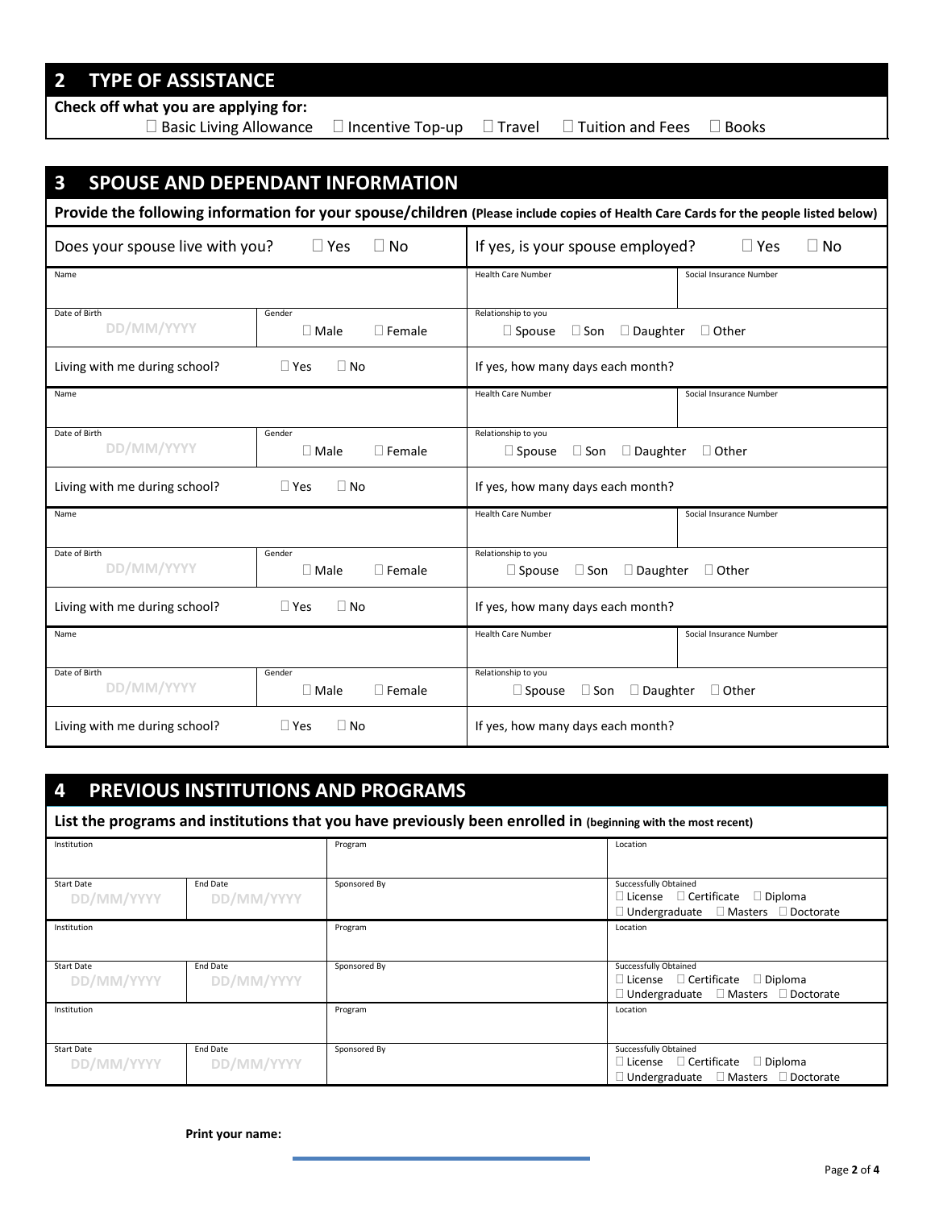## 2 TYPE OF ASSISTANCE

**Check off what you are applying for:**

☐ Basic Living Allowance ☐ Incentive Top-up ☐ Travel ☐ Tuition and Fees ☐ Books

## 3 SPOUSE AND DEPENDANT INFORMATION

**Provide the following information for your spouse/children** (**Please include copies of Health Care Cards for the people listed below**)

| Does your spouse live with you? ☐ Yes ☐ No | | If yes, is your spouse employed? ☐ Yes ☐ No | |
|---|---|---|---|
| Name | | Health Care Number | Social Insurance Number |
| Date of Birth DD/MM/YYYY | Gender ☐ Male ☐ Female | Relationship to you ☐ Spouse ☐ Son ☐ Daughter ☐ Other | |
| Living with me during school? ☐ Yes ☐ No | | If yes, how many days each month? | |
| Name | | Health Care Number | Social Insurance Number |
| Date of Birth DD/MM/YYYY | Gender ☐ Male ☐ Female | Relationship to you ☐ Spouse ☐ Son ☐ Daughter ☐ Other | |
| Living with me during school? ☐ Yes ☐ No | | If yes, how many days each month? | |
| Name | | Health Care Number | Social Insurance Number |
| Date of Birth DD/MM/YYYY | Gender ☐ Male ☐ Female | Relationship to you ☐ Spouse ☐ Son ☐ Daughter ☐ Other | |
| Living with me during school? ☐ Yes ☐ No | | If yes, how many days each month? | |
| Name | | Health Care Number | Social Insurance Number |
| Date of Birth DD/MM/YYYY | Gender ☐ Male ☐ Female | Relationship to you ☐ Spouse ☐ Son ☐ Daughter ☐ Other | |
| Living with me during school? ☐ Yes ☐ No | | If yes, how many days each month? | |

## 4 PREVIOUS INSTITUTIONS AND PROGRAMS

**List the programs and institutions that you have previously been enrolled in** (**beginning with the most recent**)

| Institution | | Program | Location |
|---|---|---|---|
| Start Date DD/MM/YYYY | End Date DD/MM/YYYY | Sponsored By | Successfully Obtained ☐ License ☐ Certificate ☐ Diploma ☐ Undergraduate ☐ Masters ☐ Doctorate |
| Institution | | Program | Location |
| Start Date DD/MM/YYYY | End Date DD/MM/YYYY | Sponsored By | Successfully Obtained ☐ License ☐ Certificate ☐ Diploma ☐ Undergraduate ☐ Masters ☐ Doctorate |
| Institution | | Program | Location |
| Start Date DD/MM/YYYY | End Date DD/MM/YYYY | Sponsored By | Successfully Obtained ☐ License ☐ Certificate ☐ Diploma ☐ Undergraduate ☐ Masters ☐ Doctorate |

**Print your name:**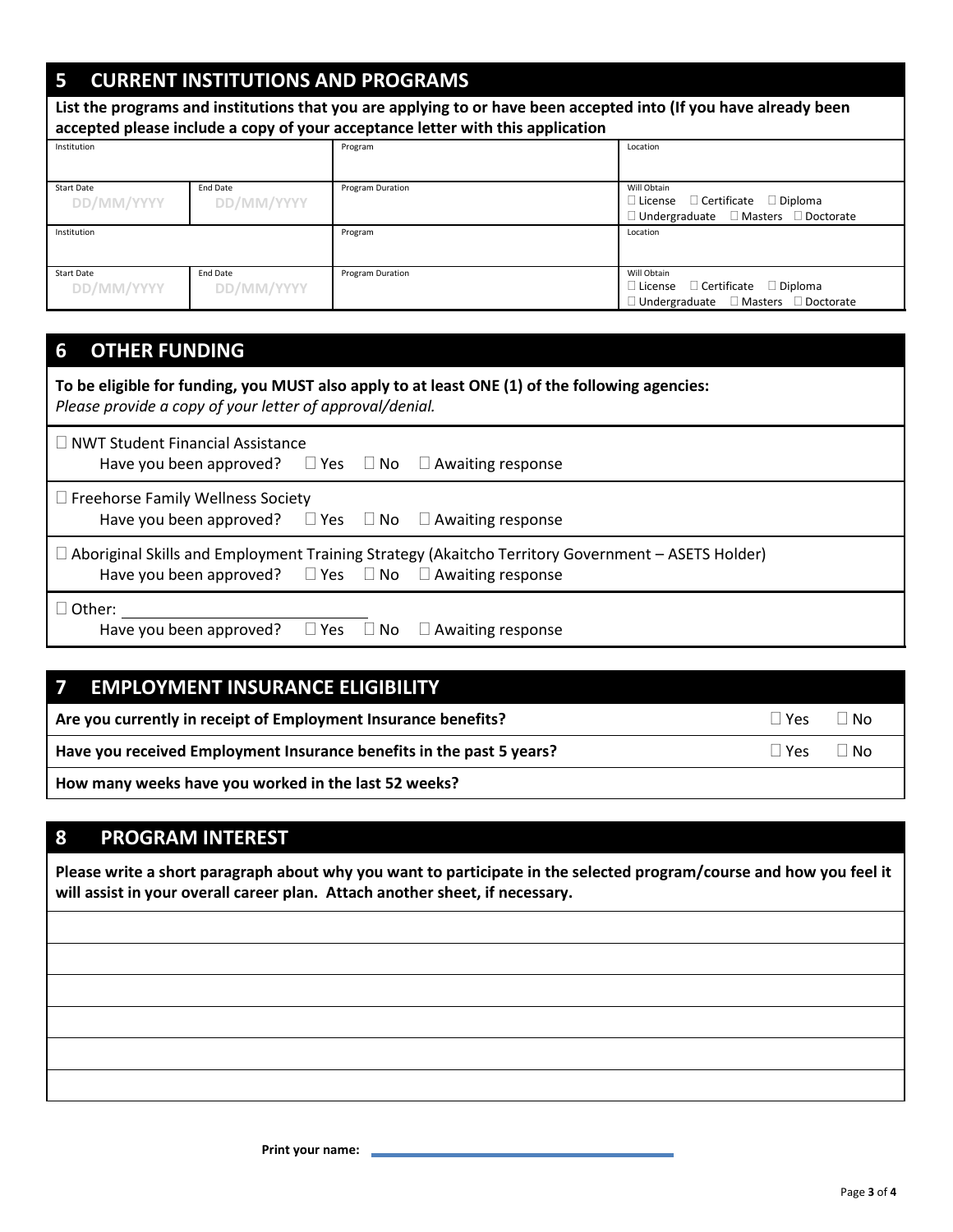## 5 CURRENT INSTITUTIONS AND PROGRAMS

**List the programs and institutions that you are applying to or have been accepted into (If you have already been accepted please include a copy of your acceptance letter with this application**

| Institution | | Program | Location |
|---|---|---|---|
| Start Date<br>DD/MM/YYYY | End Date<br>DD/MM/YYYY | Program Duration | Will Obtain<br>☐ License ☐ Certificate ☐ Diploma<br>☐ Undergraduate ☐ Masters ☐ Doctorate |
| Institution | | Program | Location |
| Start Date<br>DD/MM/YYYY | End Date<br>DD/MM/YYYY | Program Duration | Will Obtain<br>☐ License ☐ Certificate ☐ Diploma<br>☐ Undergraduate ☐ Masters ☐ Doctorate |

## 6 OTHER FUNDING

**To be eligible for funding, you MUST also apply to at least ONE (1) of the following agencies:**
*Please provide a copy of your letter of approval/denial.*

☐ NWT Student Financial Assistance
Have you been approved? ☐ Yes ☐ No ☐ Awaiting response

☐ Freehorse Family Wellness Society
Have you been approved? ☐ Yes ☐ No ☐ Awaiting response

☐ Aboriginal Skills and Employment Training Strategy (Akaitcho Territory Government – ASETS Holder)
Have you been approved? ☐ Yes ☐ No ☐ Awaiting response

☐ Other: ____________________
Have you been approved? ☐ Yes ☐ No ☐ Awaiting response

## 7 EMPLOYMENT INSURANCE ELIGIBILITY

| | | |
|---|---|---|
| **Are you currently in receipt of Employment Insurance benefits?** | ☐ Yes | ☐ No |
| **Have you received Employment Insurance benefits in the past 5 years?** | ☐ Yes | ☐ No |
| **How many weeks have you worked in the last 52 weeks?** | | |

## 8 PROGRAM INTEREST

**Please write a short paragraph about why you want to participate in the selected program/course and how you feel it will assist in your overall career plan. Attach another sheet, if necessary.**

**Print your name:** ____________________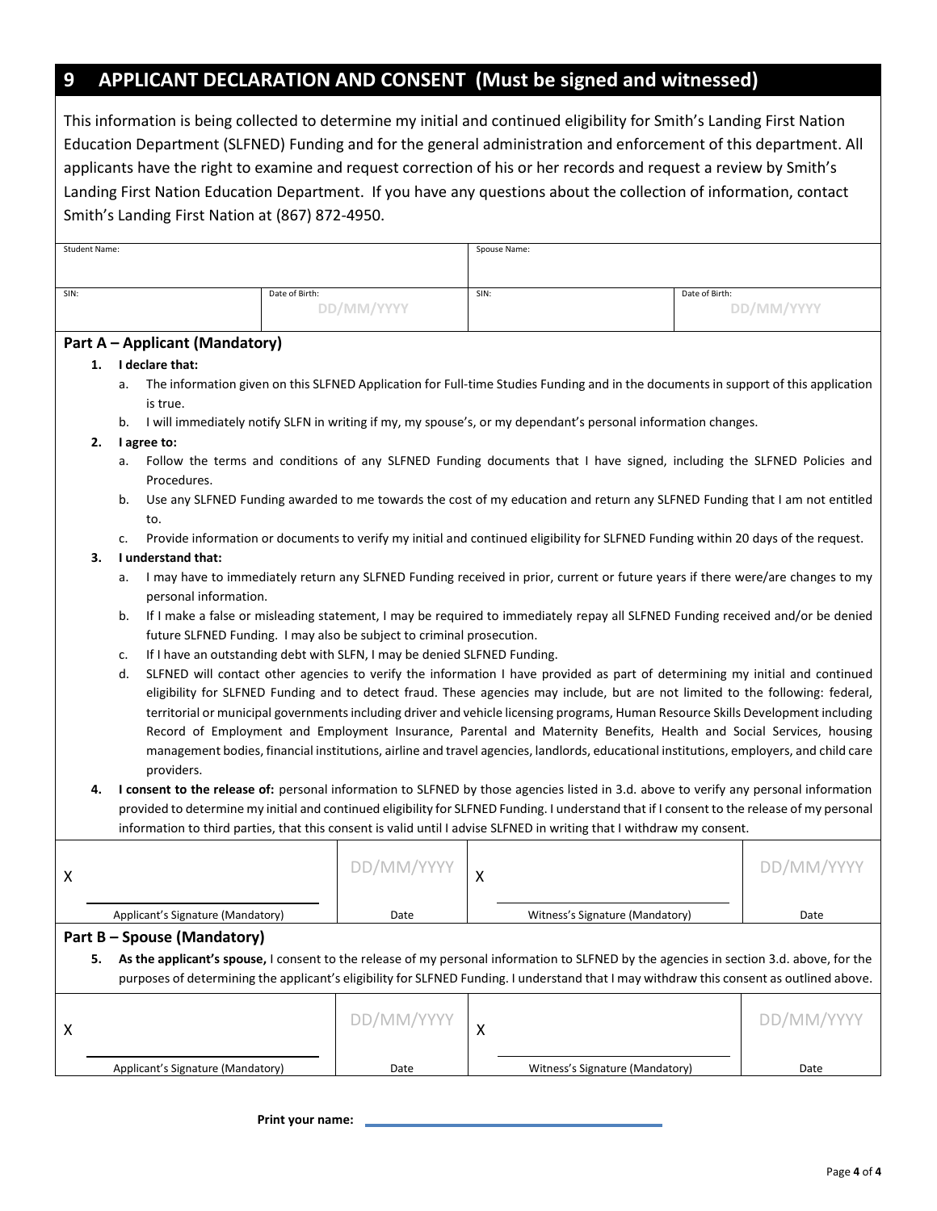## 9 APPLICANT DECLARATION AND CONSENT (Must be signed and witnessed)

This information is being collected to determine my initial and continued eligibility for Smith's Landing First Nation Education Department (SLFNED) Funding and for the general administration and enforcement of this department. All applicants have the right to examine and request correction of his or her records and request a review by Smith's Landing First Nation Education Department. If you have any questions about the collection of information, contact Smith's Landing First Nation at (867) 872-4950.

| | | | |
|---|---|---|---|
| Student Name: | | Spouse Name: | |
| SIN: | Date of Birth: DD/MM/YYYY | SIN: | Date of Birth: DD/MM/YYYY |

**Part A – Applicant (Mandatory)**

1. **I declare that:**
   a. The information given on this SLFNED Application for Full-time Studies Funding and in the documents in support of this application is true.
   b. I will immediately notify SLFN in writing if my, my spouse's, or my dependant's personal information changes.
2. **I agree to:**
   a. Follow the terms and conditions of any SLFNED Funding documents that I have signed, including the SLFNED Policies and Procedures.
   b. Use any SLFNED Funding awarded to me towards the cost of my education and return any SLFNED Funding that I am not entitled to.
   c. Provide information or documents to verify my initial and continued eligibility for SLFNED Funding within 20 days of the request.
3. **I understand that:**
   a. I may have to immediately return any SLFNED Funding received in prior, current or future years if there were/are changes to my personal information.
   b. If I make a false or misleading statement, I may be required to immediately repay all SLFNED Funding received and/or be denied future SLFNED Funding. I may also be subject to criminal prosecution.
   c. If I have an outstanding debt with SLFN, I may be denied SLFNED Funding.
   d. SLFNED will contact other agencies to verify the information I have provided as part of determining my initial and continued eligibility for SLFNED Funding and to detect fraud. These agencies may include, but are not limited to the following: federal, territorial or municipal governments including driver and vehicle licensing programs, Human Resource Skills Development including Record of Employment and Employment Insurance, Parental and Maternity Benefits, Health and Social Services, housing management bodies, financial institutions, airline and travel agencies, landlords, educational institutions, employers, and child care providers.
4. **I consent to the release of:** personal information to SLFNED by those agencies listed in 3.d. above to verify any personal information provided to determine my initial and continued eligibility for SLFNED Funding. I understand that if I consent to the release of my personal information to third parties, that this consent is valid until I advise SLFNED in writing that I withdraw my consent.

| | | | |
|---|---|---|---|
| X | DD/MM/YYYY | X | DD/MM/YYYY |
| Applicant's Signature (Mandatory) | Date | Witness's Signature (Mandatory) | Date |

**Part B – Spouse (Mandatory)**

5. **As the applicant's spouse,** I consent to the release of my personal information to SLFNED by the agencies in section 3.d. above, for the purposes of determining the applicant's eligibility for SLFNED Funding. I understand that I may withdraw this consent as outlined above.

| | | | |
|---|---|---|---|
| X | DD/MM/YYYY | X | DD/MM/YYYY |
| Applicant's Signature (Mandatory) | Date | Witness's Signature (Mandatory) | Date |

**Print your name:** ____________________